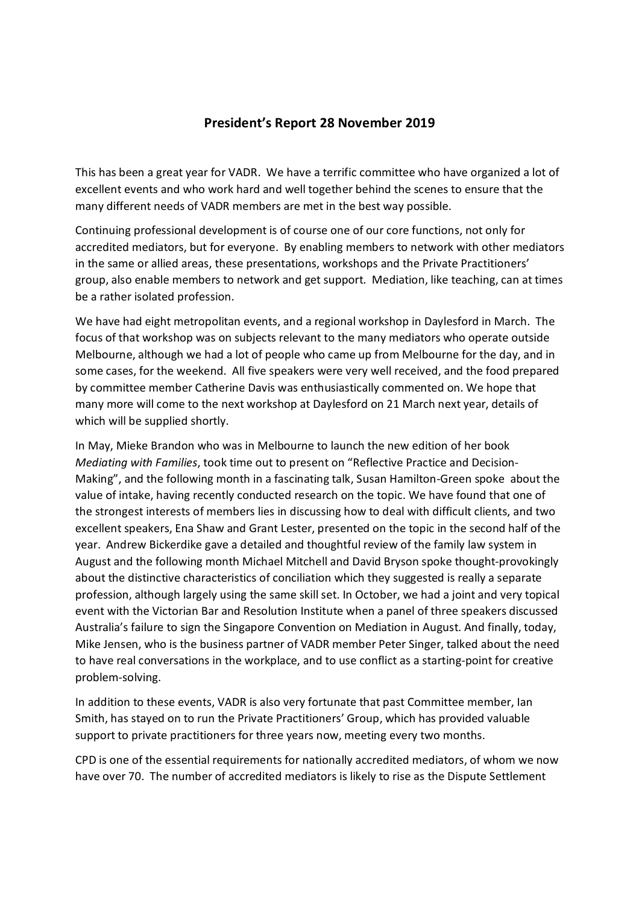# President's Report 28 November 2019

This has been a great year for VADR. We have a terrific committee who have organized a lot of excellent events and who work hard and well together behind the scenes to ensure that the many different needs of VADR members are met in the best way possible.

Continuing professional development is of course one of our core functions, not only for accredited mediators, but for everyone. By enabling members to network with other mediators in the same or allied areas, these presentations, workshops and the Private Practitioners' group, also enable members to network and get support. Mediation, like teaching, can at times be a rather isolated profession.

We have had eight metropolitan events, and a regional workshop in Daylesford in March. The focus of that workshop was on subjects relevant to the many mediators who operate outside Melbourne, although we had a lot of people who came up from Melbourne for the day, and in some cases, for the weekend. All five speakers were very well received, and the food prepared by committee member Catherine Davis was enthusiastically commented on. We hope that many more will come to the next workshop at Daylesford on 21 March next year, details of which will be supplied shortly.

In May, Mieke Brandon who was in Melbourne to launch the new edition of her book *Mediating with Families*, took time out to present on "Reflective Practice and Decision-Making", and the following month in a fascinating talk, Susan Hamilton-Green spoke about the value of intake, having recently conducted research on the topic. We have found that one of the strongest interests of members lies in discussing how to deal with difficult clients, and two excellent speakers, Ena Shaw and Grant Lester, presented on the topic in the second half of the year. Andrew Bickerdike gave a detailed and thoughtful review of the family law system in August and the following month Michael Mitchell and David Bryson spoke thought-provokingly about the distinctive characteristics of conciliation which they suggested is really a separate profession, although largely using the same skill set. In October, we had a joint and very topical event with the Victorian Bar and Resolution Institute when a panel of three speakers discussed Australia's failure to sign the Singapore Convention on Mediation in August. And finally, today, Mike Jensen, who is the business partner of VADR member Peter Singer, talked about the need to have real conversations in the workplace, and to use conflict as a starting-point for creative problem-solving.

In addition to these events, VADR is also very fortunate that past Committee member, Ian Smith, has stayed on to run the Private Practitioners' Group, which has provided valuable support to private practitioners for three years now, meeting every two months.

CPD is one of the essential requirements for nationally accredited mediators, of whom we now have over 70. The number of accredited mediators is likely to rise as the Dispute Settlement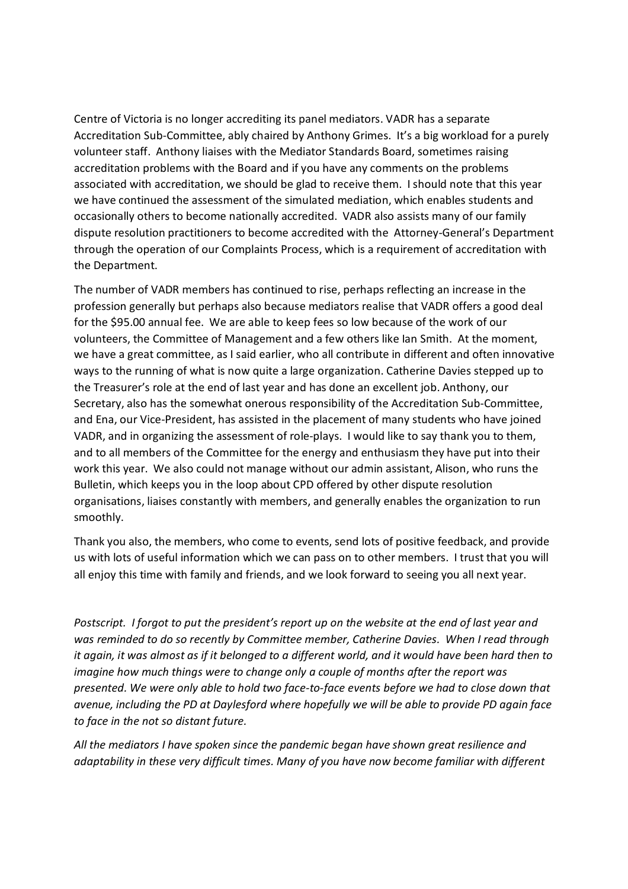Centre of Victoria is no longer accrediting its panel mediators. VADR has a separate Accreditation Sub-Committee, ably chaired by Anthony Grimes. It's a big workload for a purely volunteer staff. Anthony liaises with the Mediator Standards Board, sometimes raising accreditation problems with the Board and if you have any comments on the problems associated with accreditation, we should be glad to receive them. I should note that this year we have continued the assessment of the simulated mediation, which enables students and occasionally others to become nationally accredited. VADR also assists many of our family dispute resolution practitioners to become accredited with the Attorney-General's Department through the operation of our Complaints Process, which is a requirement of accreditation with the Department.

The number of VADR members has continued to rise, perhaps reflecting an increase in the profession generally but perhaps also because mediators realise that VADR offers a good deal for the $95.00 annual fee. We are able to keep fees so low because of the work of our volunteers, the Committee of Management and a few others like Ian Smith. At the moment, we have a great committee, as I said earlier, who all contribute in different and often innovative ways to the running of what is now quite a large organization. Catherine Davies stepped up to the Treasurer's role at the end of last year and has done an excellent job. Anthony, our Secretary, also has the somewhat onerous responsibility of the Accreditation Sub-Committee, and Ena, our Vice-President, has assisted in the placement of many students who have joined VADR, and in organizing the assessment of role-plays. I would like to say thank you to them, and to all members of the Committee for the energy and enthusiasm they have put into their work this year. We also could not manage without our admin assistant, Alison, who runs the Bulletin, which keeps you in the loop about CPD offered by other dispute resolution organisations, liaises constantly with members, and generally enables the organization to run smoothly.

Thank you also, the members, who come to events, send lots of positive feedback, and provide us with lots of useful information which we can pass on to other members. I trust that you will all enjoy this time with family and friends, and we look forward to seeing you all next year.

*Postscript. I forgot to put the president's report up on the website at the end of last year and was reminded to do so recently by Committee member, Catherine Davies. When I read through it again, it was almost as if it belonged to a different world, and it would have been hard then to imagine how much things were to change only a couple of months after the report was presented. We were only able to hold two face-to-face events before we had to close down that avenue, including the PD at Daylesford where hopefully we will be able to provide PD again face to face in the not so distant future.*

*All the mediators I have spoken since the pandemic began have shown great resilience and adaptability in these very difficult times. Many of you have now become familiar with different*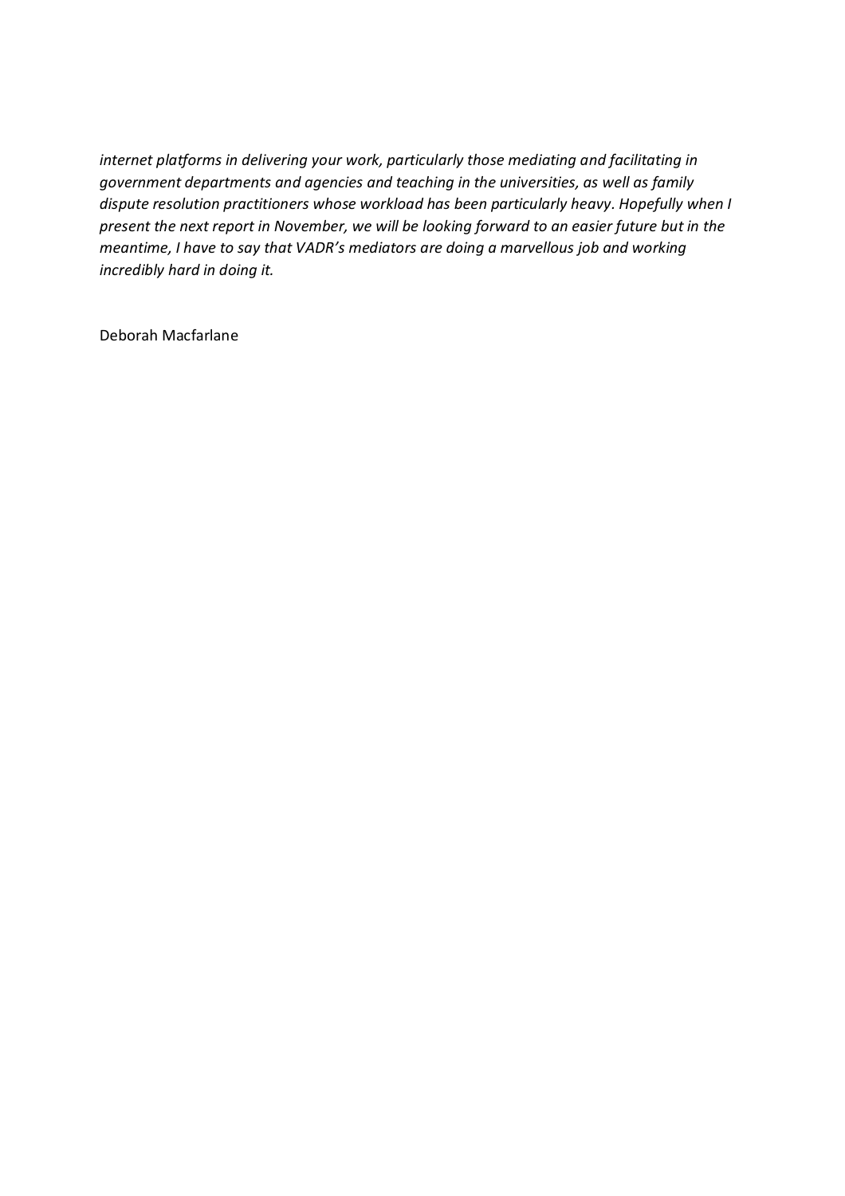*internet platforms in delivering your work, particularly those mediating and facilitating in government departments and agencies and teaching in the universities, as well as family dispute resolution practitioners whose workload has been particularly heavy. Hopefully when I present the next report in November, we will be looking forward to an easier future but in the meantime, I have to say that VADR's mediators are doing a marvellous job and working incredibly hard in doing it.*

Deborah Macfarlane